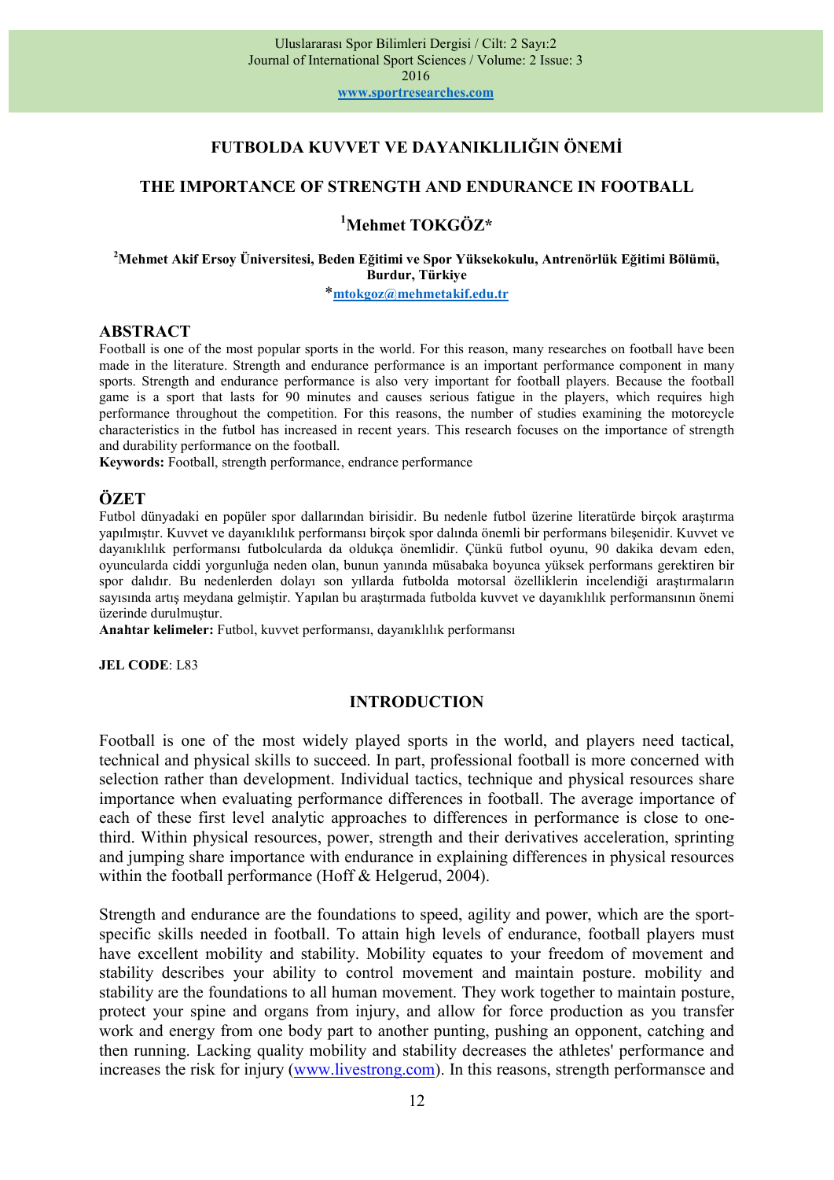# FUTBOLDA KUVVET VE DAYANIKLILIĞIN ÖNEMİ

# THE IMPORTANCE OF STRENGTH AND ENDURANCE IN FOOTBALL

**[1]Mehmet TOKGÖZ***

**[2]Mehmet Akif Ersoy Üniversitesi, Beden Eğitimi ve Spor Yüksekokulu, Antrenörlük Eğitimi Bölümü, Burdur, Türkiye**

*mtokgoz@mehmetakif.edu.tr

## ABSTRACT

Football is one of the most popular sports in the world. For this reason, many researches on football have been made in the literature. Strength and endurance performance is an important performance component in many sports. Strength and endurance performance is also very important for football players. Because the football game is a sport that lasts for 90 minutes and causes serious fatigue in the players, which requires high performance throughout the competition. For this reasons, the number of studies examining the motorcycle characteristics in the futbol has increased in recent years. This research focuses on the importance of strength and durability performance on the football.

**Keywords:** Football, strength performance, endrance performance

## ÖZET

Futbol dünyadaki en popüler spor dallarından birisidir. Bu nedenle futbol üzerine literatürde birçok araştırma yapılmıştır. Kuvvet ve dayanıklılık performansı birçok spor dalında önemli bir performans bileşenidir. Kuvvet ve dayanıklılık performansı futbolcularda da oldukça önemlidir. Çünkü futbol oyunu, 90 dakika devam eden, oyuncularda ciddi yorgunluğa neden olan, bunun yanında müsabaka boyunca yüksek performans gerektiren bir spor dalıdır. Bu nedenlerden dolayı son yıllarda futbolda motorsal özelliklerin incelendiği araştırmaların sayısında artış meydana gelmiştir. Yapılan bu araştırmada futbolda kuvvet ve dayanıklılık performansının önemi üzerinde durulmuştur.

**Anahtar kelimeler:** Futbol, kuvvet performansı, dayanıklılık performansı

**JEL CODE**: L83

## INTRODUCTION

Football is one of the most widely played sports in the world, and players need tactical, technical and physical skills to succeed. In part, professional football is more concerned with selection rather than development. Individual tactics, technique and physical resources share importance when evaluating performance differences in football. The average importance of each of these first level analytic approaches to differences in performance is close to one-third. Within physical resources, power, strength and their derivatives acceleration, sprinting and jumping share importance with endurance in explaining differences in physical resources within the football performance (Hoff & Helgerud, 2004).

Strength and endurance are the foundations to speed, agility and power, which are the sport-specific skills needed in football. To attain high levels of endurance, football players must have excellent mobility and stability. Mobility equates to your freedom of movement and stability describes your ability to control movement and maintain posture. mobility and stability are the foundations to all human movement. They work together to maintain posture, protect your spine and organs from injury, and allow for force production as you transfer work and energy from one body part to another punting, pushing an opponent, catching and then running. Lacking quality mobility and stability decreases the athletes' performance and increases the risk for injury (www.livestrong.com). In this reasons, strength performansce and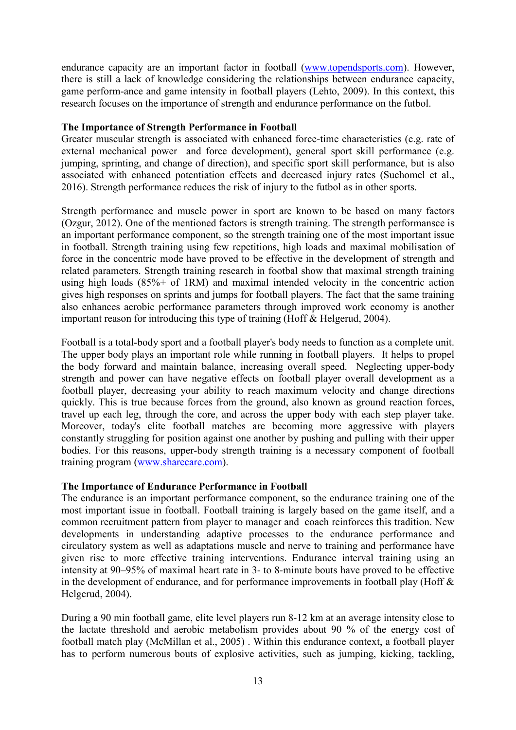endurance capacity are an important factor in football (www.topendsports.com). However, there is still a lack of knowledge considering the relationships between endurance capacity, game perform-ance and game intensity in football players (Lehto, 2009). In this context, this research focuses on the importance of strength and endurance performance on the futbol.

**The Importance of Strength Performance in Football**

Greater muscular strength is associated with enhanced force-time characteristics (e.g. rate of external mechanical power and force development), general sport skill performance (e.g. jumping, sprinting, and change of direction), and specific sport skill performance, but is also associated with enhanced potentiation effects and decreased injury rates (Suchomel et al., 2016). Strength performance reduces the risk of injury to the futbol as in other sports.

Strength performance and muscle power in sport are known to be based on many factors (Ozgur, 2012). One of the mentioned factors is strength training. The strength performansce is an important performance component, so the strength training one of the most important issue in football. Strength training using few repetitions, high loads and maximal mobilisation of force in the concentric mode have proved to be effective in the development of strength and related parameters. Strength training research in footbal show that maximal strength training using high loads (85%+ of 1RM) and maximal intended velocity in the concentric action gives high responses on sprints and jumps for football players. The fact that the same training also enhances aerobic performance parameters through improved work economy is another important reason for introducing this type of training (Hoff & Helgerud, 2004).

Football is a total-body sport and a football player's body needs to function as a complete unit. The upper body plays an important role while running in football players. It helps to propel the body forward and maintain balance, increasing overall speed. Neglecting upper-body strength and power can have negative effects on football player overall development as a football player, decreasing your ability to reach maximum velocity and change directions quickly. This is true because forces from the ground, also known as ground reaction forces, travel up each leg, through the core, and across the upper body with each step player take. Moreover, today's elite football matches are becoming more aggressive with players constantly struggling for position against one another by pushing and pulling with their upper bodies. For this reasons, upper-body strength training is a necessary component of football training program (www.sharecare.com).

**The Importance of Endurance Performance in Football**

The endurance is an important performance component, so the endurance training one of the most important issue in football. Football training is largely based on the game itself, and a common recruitment pattern from player to manager and coach reinforces this tradition. New developments in understanding adaptive processes to the endurance performance and circulatory system as well as adaptations muscle and nerve to training and performance have given rise to more effective training interventions. Endurance interval training using an intensity at 90–95% of maximal heart rate in 3- to 8-minute bouts have proved to be effective in the development of endurance, and for performance improvements in football play (Hoff & Helgerud, 2004).

During a 90 min football game, elite level players run 8-12 km at an average intensity close to the lactate threshold and aerobic metabolism provides about 90 % of the energy cost of football match play (McMillan et al., 2005) . Within this endurance context, a football player has to perform numerous bouts of explosive activities, such as jumping, kicking, tackling,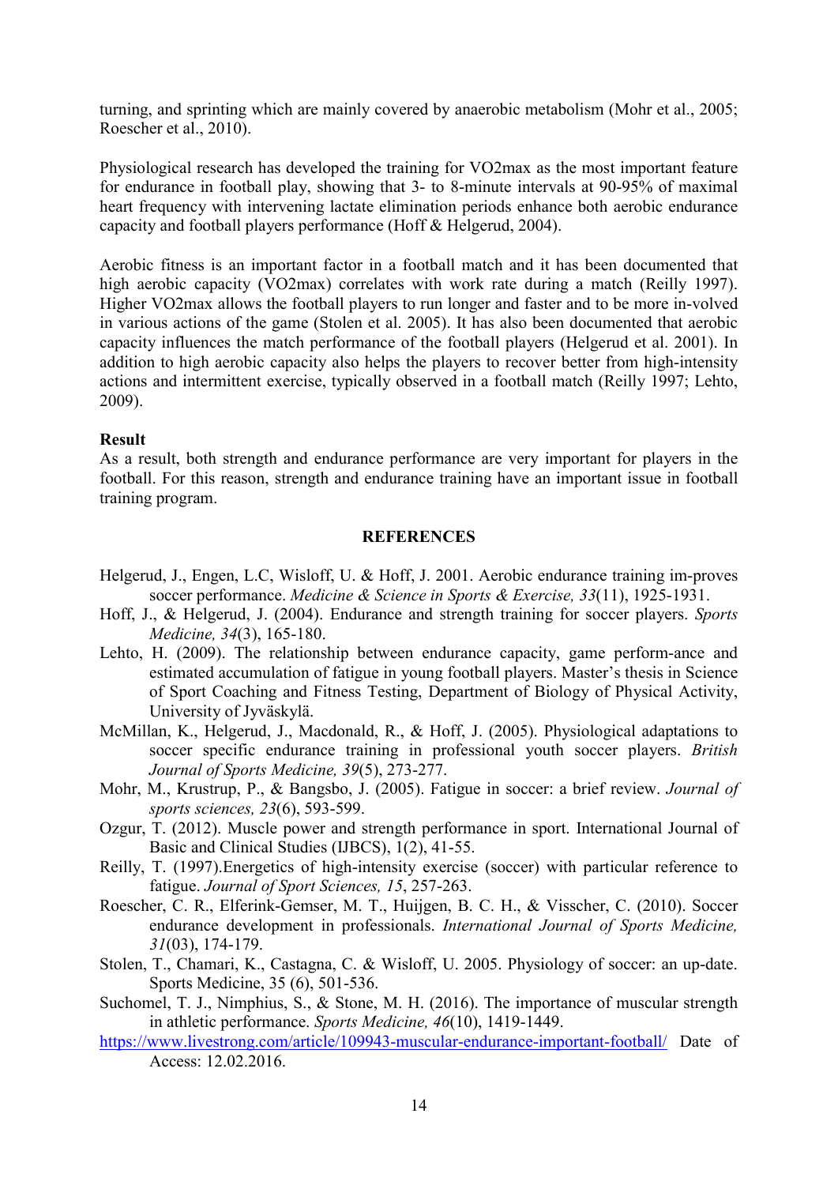turning, and sprinting which are mainly covered by anaerobic metabolism (Mohr et al., 2005; Roescher et al., 2010).

Physiological research has developed the training for VO2max as the most important feature for endurance in football play, showing that 3- to 8-minute intervals at 90-95% of maximal heart frequency with intervening lactate elimination periods enhance both aerobic endurance capacity and football players performance (Hoff & Helgerud, 2004).

Aerobic fitness is an important factor in a football match and it has been documented that high aerobic capacity (VO2max) correlates with work rate during a match (Reilly 1997). Higher VO2max allows the football players to run longer and faster and to be more in-volved in various actions of the game (Stolen et al. 2005). It has also been documented that aerobic capacity influences the match performance of the football players (Helgerud et al. 2001). In addition to high aerobic capacity also helps the players to recover better from high-intensity actions and intermittent exercise, typically observed in a football match (Reilly 1997; Lehto, 2009).

**Result**

As a result, both strength and endurance performance are very important for players in the football. For this reason, strength and endurance training have an important issue in football training program.

## REFERENCES

Helgerud, J., Engen, L.C, Wisloff, U. & Hoff, J. 2001. Aerobic endurance training im-proves soccer performance. *Medicine & Science in Sports & Exercise, 33*(11), 1925-1931.

Hoff, J., & Helgerud, J. (2004). Endurance and strength training for soccer players. *Sports Medicine, 34*(3), 165-180.

Lehto, H. (2009). The relationship between endurance capacity, game perform-ance and estimated accumulation of fatigue in young football players. Master's thesis in Science of Sport Coaching and Fitness Testing, Department of Biology of Physical Activity, University of Jyväskylä.

McMillan, K., Helgerud, J., Macdonald, R., & Hoff, J. (2005). Physiological adaptations to soccer specific endurance training in professional youth soccer players. *British Journal of Sports Medicine, 39*(5), 273-277.

Mohr, M., Krustrup, P., & Bangsbo, J. (2005). Fatigue in soccer: a brief review. *Journal of sports sciences, 23*(6), 593-599.

Ozgur, T. (2012). Muscle power and strength performance in sport. International Journal of Basic and Clinical Studies (IJBCS), 1(2), 41-55.

Reilly, T. (1997).Energetics of high-intensity exercise (soccer) with particular reference to fatigue. *Journal of Sport Sciences, 15*, 257-263.

Roescher, C. R., Elferink-Gemser, M. T., Huijgen, B. C. H., & Visscher, C. (2010). Soccer endurance development in professionals. *International Journal of Sports Medicine, 31*(03), 174-179.

Stolen, T., Chamari, K., Castagna, C. & Wisloff, U. 2005. Physiology of soccer: an up-date. Sports Medicine, 35 (6), 501-536.

Suchomel, T. J., Nimphius, S., & Stone, M. H. (2016). The importance of muscular strength in athletic performance. *Sports Medicine, 46*(10), 1419-1449.

https://www.livestrong.com/article/109943-muscular-endurance-important-football/ Date of Access: 12.02.2016.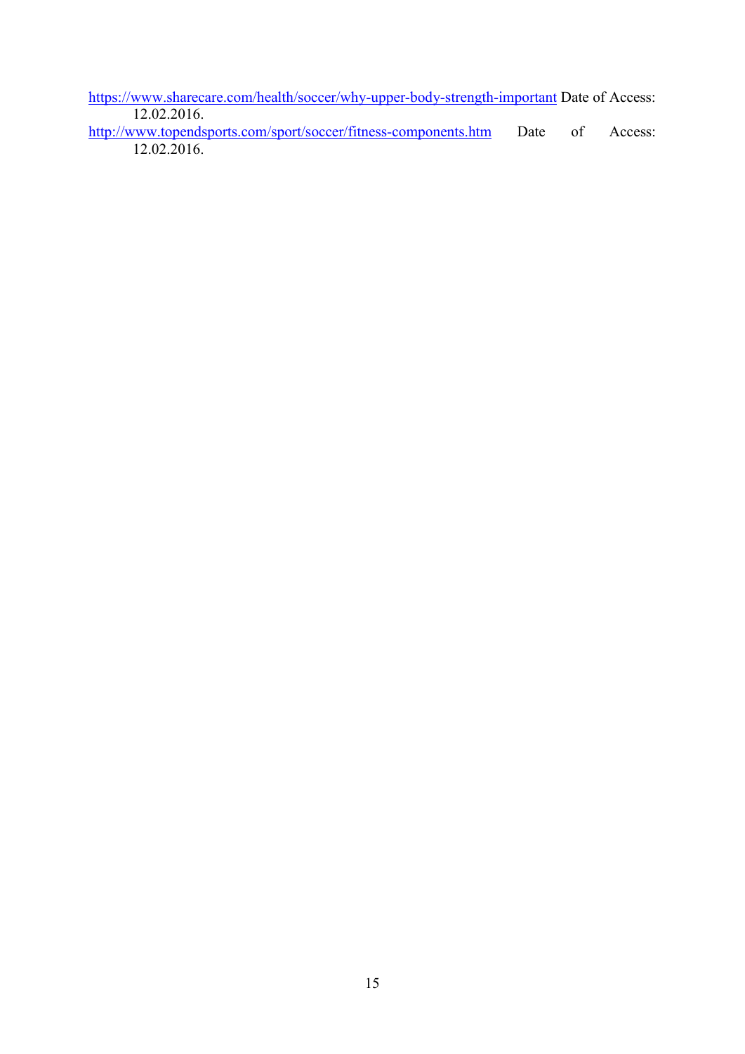https://www.sharecare.com/health/soccer/why-upper-body-strength-important Date of Access: 12.02.2016.

http://www.topendsports.com/sport/soccer/fitness-components.htm Date of Access: 12.02.2016.